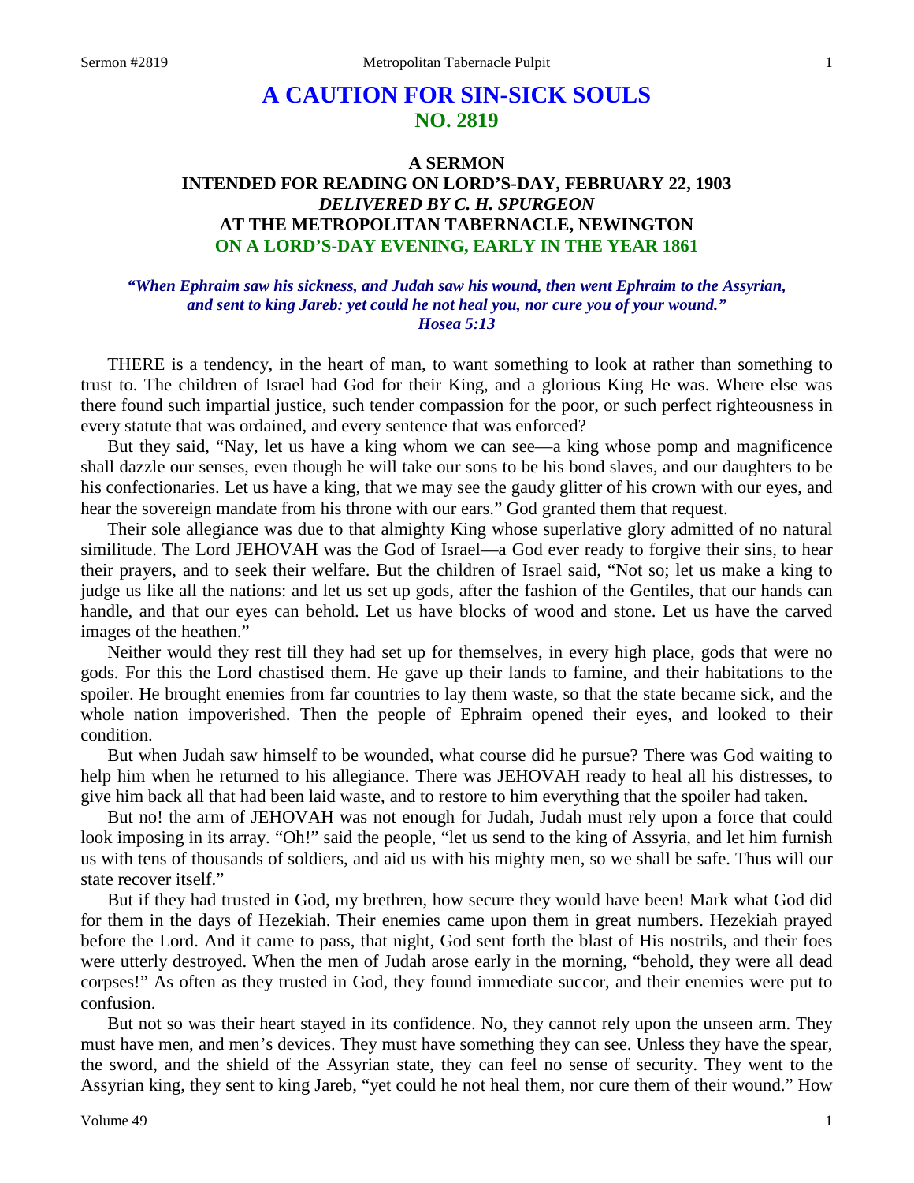# A CAUTION FOR SIN-SICK SOULS
## NO. 2819

### A SERMON
### INTENDED FOR READING ON LORD'S-DAY, FEBRUARY 22, 1903
### *DELIVERED BY C. H. SPURGEON*
### AT THE METROPOLITAN TABERNACLE, NEWINGTON
### ON A LORD'S-DAY EVENING, EARLY IN THE YEAR 1861

***"When Ephraim saw his sickness, and Judah saw his wound, then went Ephraim to the Assyrian, and sent to king Jareb: yet could he not heal you, nor cure you of your wound." Hosea 5:13***

THERE is a tendency, in the heart of man, to want something to look at rather than something to trust to. The children of Israel had God for their King, and a glorious King He was. Where else was there found such impartial justice, such tender compassion for the poor, or such perfect righteousness in every statute that was ordained, and every sentence that was enforced?

But they said, "Nay, let us have a king whom we can see—a king whose pomp and magnificence shall dazzle our senses, even though he will take our sons to be his bond slaves, and our daughters to be his confectionaries. Let us have a king, that we may see the gaudy glitter of his crown with our eyes, and hear the sovereign mandate from his throne with our ears." God granted them that request.

Their sole allegiance was due to that almighty King whose superlative glory admitted of no natural similitude. The Lord JEHOVAH was the God of Israel—a God ever ready to forgive their sins, to hear their prayers, and to seek their welfare. But the children of Israel said, "Not so; let us make a king to judge us like all the nations: and let us set up gods, after the fashion of the Gentiles, that our hands can handle, and that our eyes can behold. Let us have blocks of wood and stone. Let us have the carved images of the heathen."

Neither would they rest till they had set up for themselves, in every high place, gods that were no gods. For this the Lord chastised them. He gave up their lands to famine, and their habitations to the spoiler. He brought enemies from far countries to lay them waste, so that the state became sick, and the whole nation impoverished. Then the people of Ephraim opened their eyes, and looked to their condition.

But when Judah saw himself to be wounded, what course did he pursue? There was God waiting to help him when he returned to his allegiance. There was JEHOVAH ready to heal all his distresses, to give him back all that had been laid waste, and to restore to him everything that the spoiler had taken.

But no! the arm of JEHOVAH was not enough for Judah, Judah must rely upon a force that could look imposing in its array. "Oh!" said the people, "let us send to the king of Assyria, and let him furnish us with tens of thousands of soldiers, and aid us with his mighty men, so we shall be safe. Thus will our state recover itself."

But if they had trusted in God, my brethren, how secure they would have been! Mark what God did for them in the days of Hezekiah. Their enemies came upon them in great numbers. Hezekiah prayed before the Lord. And it came to pass, that night, God sent forth the blast of His nostrils, and their foes were utterly destroyed. When the men of Judah arose early in the morning, "behold, they were all dead corpses!" As often as they trusted in God, they found immediate succor, and their enemies were put to confusion.

But not so was their heart stayed in its confidence. No, they cannot rely upon the unseen arm. They must have men, and men's devices. They must have something they can see. Unless they have the spear, the sword, and the shield of the Assyrian state, they can feel no sense of security. They went to the Assyrian king, they sent to king Jareb, "yet could he not heal them, nor cure them of their wound." How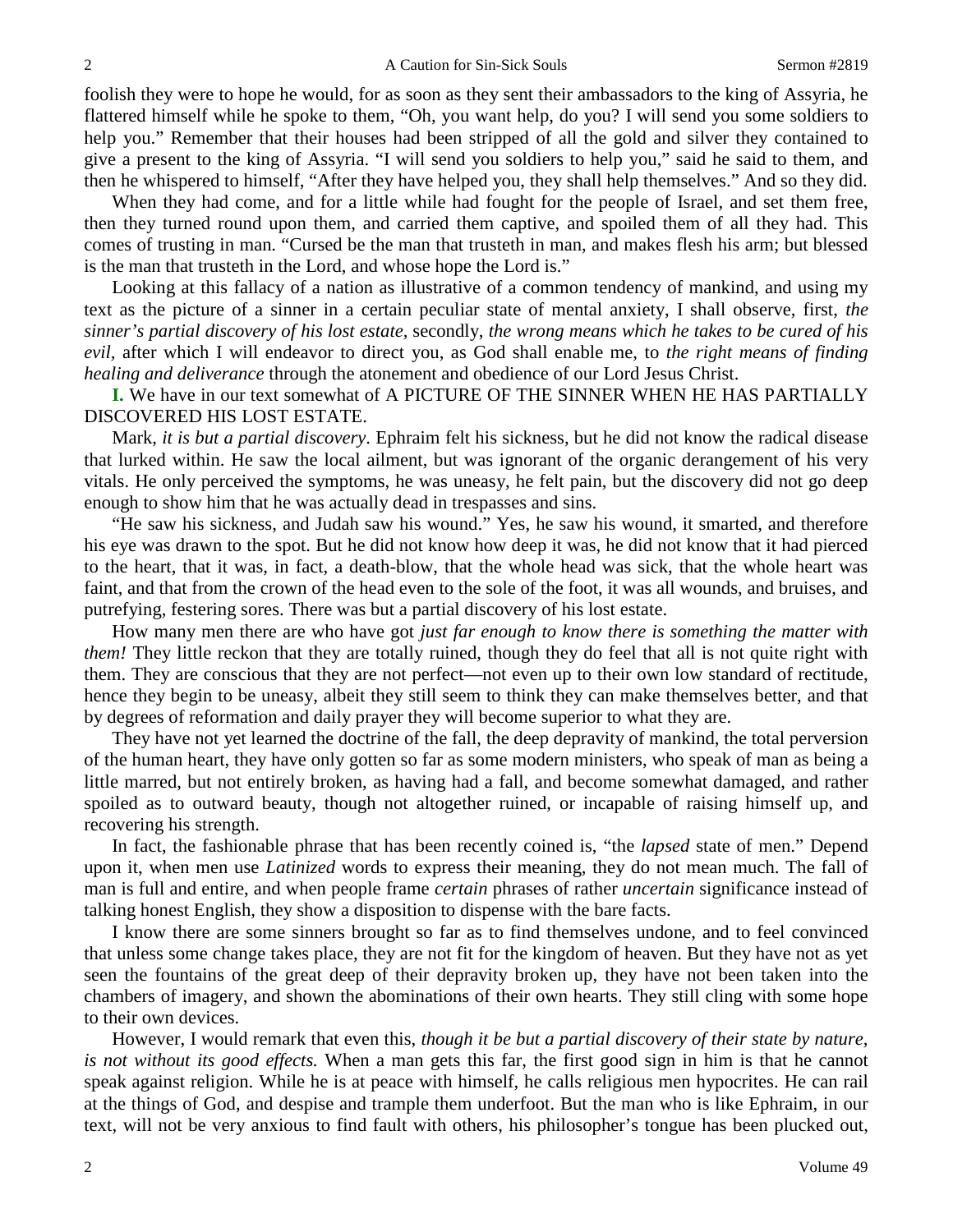foolish they were to hope he would, for as soon as they sent their ambassadors to the king of Assyria, he flattered himself while he spoke to them, "Oh, you want help, do you? I will send you some soldiers to help you." Remember that their houses had been stripped of all the gold and silver they contained to give a present to the king of Assyria. "I will send you soldiers to help you," said he said to them, and then he whispered to himself, "After they have helped you, they shall help themselves." And so they did.

When they had come, and for a little while had fought for the people of Israel, and set them free, then they turned round upon them, and carried them captive, and spoiled them of all they had. This comes of trusting in man. "Cursed be the man that trusteth in man, and makes flesh his arm; but blessed is the man that trusteth in the Lord, and whose hope the Lord is."

Looking at this fallacy of a nation as illustrative of a common tendency of mankind, and using my text as the picture of a sinner in a certain peculiar state of mental anxiety, I shall observe, first, *the sinner's partial discovery of his lost estate,* secondly, *the wrong means which he takes to be cured of his evil,* after which I will endeavor to direct you, as God shall enable me, to *the right means of finding healing and deliverance* through the atonement and obedience of our Lord Jesus Christ.

**I.** We have in our text somewhat of A PICTURE OF THE SINNER WHEN HE HAS PARTIALLY DISCOVERED HIS LOST ESTATE.

Mark, *it is but a partial discovery*. Ephraim felt his sickness, but he did not know the radical disease that lurked within. He saw the local ailment, but was ignorant of the organic derangement of his very vitals. He only perceived the symptoms, he was uneasy, he felt pain, but the discovery did not go deep enough to show him that he was actually dead in trespasses and sins.

"He saw his sickness, and Judah saw his wound." Yes, he saw his wound, it smarted, and therefore his eye was drawn to the spot. But he did not know how deep it was, he did not know that it had pierced to the heart, that it was, in fact, a death-blow, that the whole head was sick, that the whole heart was faint, and that from the crown of the head even to the sole of the foot, it was all wounds, and bruises, and putrefying, festering sores. There was but a partial discovery of his lost estate.

How many men there are who have got *just far enough to know there is something the matter with them!* They little reckon that they are totally ruined, though they do feel that all is not quite right with them. They are conscious that they are not perfect—not even up to their own low standard of rectitude, hence they begin to be uneasy, albeit they still seem to think they can make themselves better, and that by degrees of reformation and daily prayer they will become superior to what they are.

They have not yet learned the doctrine of the fall, the deep depravity of mankind, the total perversion of the human heart, they have only gotten so far as some modern ministers, who speak of man as being a little marred, but not entirely broken, as having had a fall, and become somewhat damaged, and rather spoiled as to outward beauty, though not altogether ruined, or incapable of raising himself up, and recovering his strength.

In fact, the fashionable phrase that has been recently coined is, "the *lapsed* state of men." Depend upon it, when men use *Latinized* words to express their meaning, they do not mean much. The fall of man is full and entire, and when people frame *certain* phrases of rather *uncertain* significance instead of talking honest English, they show a disposition to dispense with the bare facts.

I know there are some sinners brought so far as to find themselves undone, and to feel convinced that unless some change takes place, they are not fit for the kingdom of heaven. But they have not as yet seen the fountains of the great deep of their depravity broken up, they have not been taken into the chambers of imagery, and shown the abominations of their own hearts. They still cling with some hope to their own devices.

However, I would remark that even this, *though it be but a partial discovery of their state by nature, is not without its good effects.* When a man gets this far, the first good sign in him is that he cannot speak against religion. While he is at peace with himself, he calls religious men hypocrites. He can rail at the things of God, and despise and trample them underfoot. But the man who is like Ephraim, in our text, will not be very anxious to find fault with others, his philosopher's tongue has been plucked out,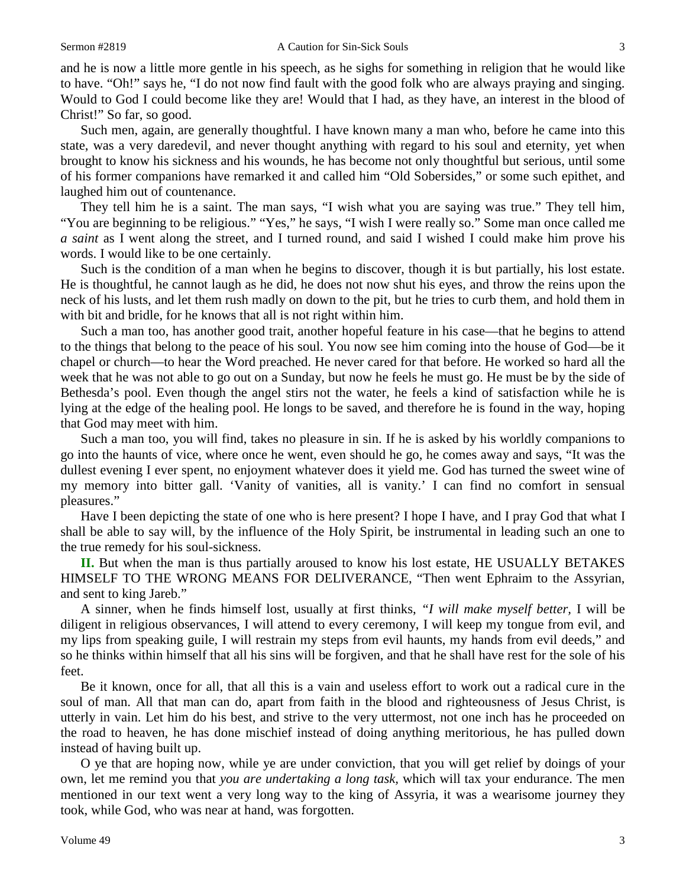and he is now a little more gentle in his speech, as he sighs for something in religion that he would like to have. "Oh!" says he, "I do not now find fault with the good folk who are always praying and singing. Would to God I could become like they are! Would that I had, as they have, an interest in the blood of Christ!" So far, so good.

Such men, again, are generally thoughtful. I have known many a man who, before he came into this state, was a very daredevil, and never thought anything with regard to his soul and eternity, yet when brought to know his sickness and his wounds, he has become not only thoughtful but serious, until some of his former companions have remarked it and called him "Old Sobersides," or some such epithet, and laughed him out of countenance.

They tell him he is a saint. The man says, "I wish what you are saying was true." They tell him, "You are beginning to be religious." "Yes," he says, "I wish I were really so." Some man once called me *a saint* as I went along the street, and I turned round, and said I wished I could make him prove his words. I would like to be one certainly.

Such is the condition of a man when he begins to discover, though it is but partially, his lost estate. He is thoughtful, he cannot laugh as he did, he does not now shut his eyes, and throw the reins upon the neck of his lusts, and let them rush madly on down to the pit, but he tries to curb them, and hold them in with bit and bridle, for he knows that all is not right within him.

Such a man too, has another good trait, another hopeful feature in his case—that he begins to attend to the things that belong to the peace of his soul. You now see him coming into the house of God—be it chapel or church—to hear the Word preached. He never cared for that before. He worked so hard all the week that he was not able to go out on a Sunday, but now he feels he must go. He must be by the side of Bethesda's pool. Even though the angel stirs not the water, he feels a kind of satisfaction while he is lying at the edge of the healing pool. He longs to be saved, and therefore he is found in the way, hoping that God may meet with him.

Such a man too, you will find, takes no pleasure in sin. If he is asked by his worldly companions to go into the haunts of vice, where once he went, even should he go, he comes away and says, "It was the dullest evening I ever spent, no enjoyment whatever does it yield me. God has turned the sweet wine of my memory into bitter gall. 'Vanity of vanities, all is vanity.' I can find no comfort in sensual pleasures."

Have I been depicting the state of one who is here present? I hope I have, and I pray God that what I shall be able to say will, by the influence of the Holy Spirit, be instrumental in leading such an one to the true remedy for his soul-sickness.

**II.** But when the man is thus partially aroused to know his lost estate, HE USUALLY BETAKES HIMSELF TO THE WRONG MEANS FOR DELIVERANCE, "Then went Ephraim to the Assyrian, and sent to king Jareb."

A sinner, when he finds himself lost, usually at first thinks, *"I will make myself better,* I will be diligent in religious observances, I will attend to every ceremony, I will keep my tongue from evil, and my lips from speaking guile, I will restrain my steps from evil haunts, my hands from evil deeds," and so he thinks within himself that all his sins will be forgiven, and that he shall have rest for the sole of his feet.

Be it known, once for all, that all this is a vain and useless effort to work out a radical cure in the soul of man. All that man can do, apart from faith in the blood and righteousness of Jesus Christ, is utterly in vain. Let him do his best, and strive to the very uttermost, not one inch has he proceeded on the road to heaven, he has done mischief instead of doing anything meritorious, he has pulled down instead of having built up.

O ye that are hoping now, while ye are under conviction, that you will get relief by doings of your own, let me remind you that *you are undertaking a long task,* which will tax your endurance. The men mentioned in our text went a very long way to the king of Assyria, it was a wearisome journey they took, while God, who was near at hand, was forgotten.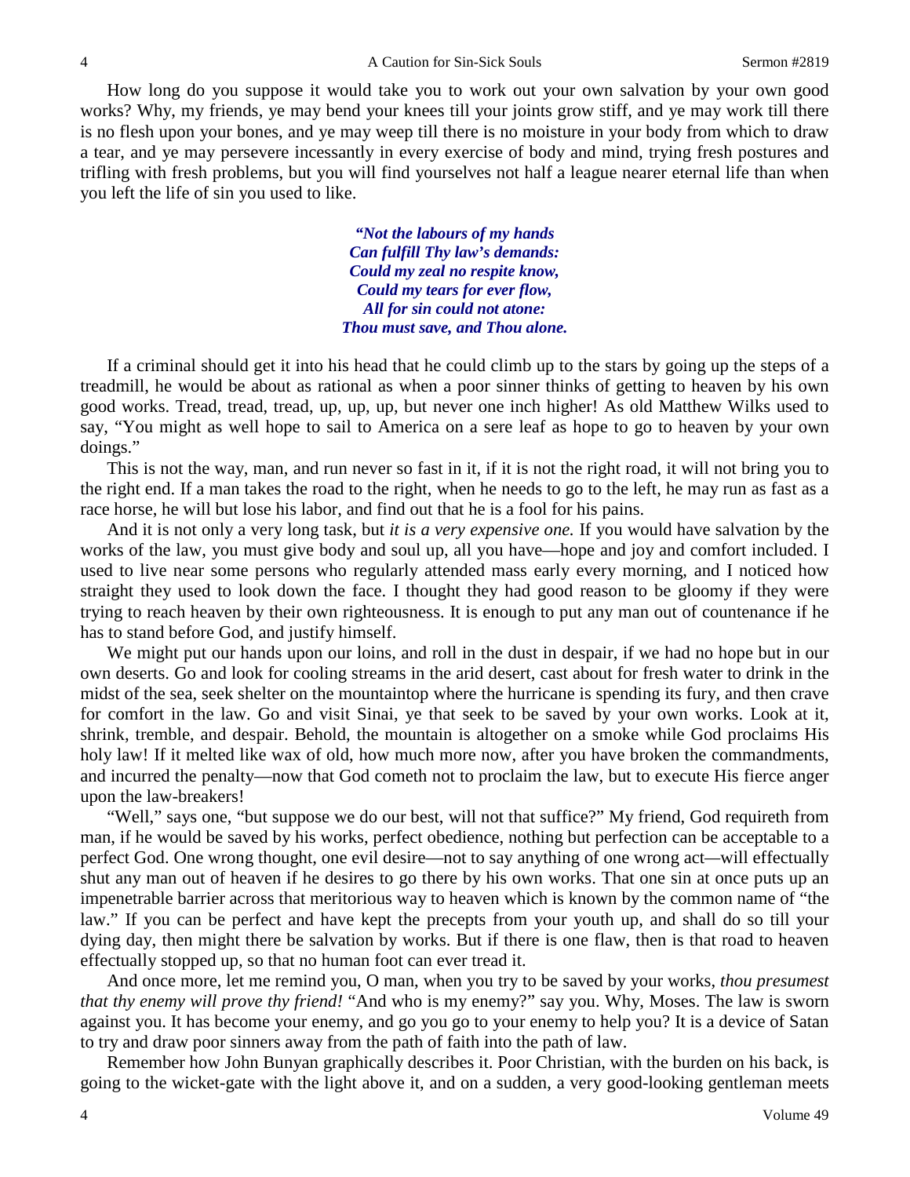How long do you suppose it would take you to work out your own salvation by your own good works? Why, my friends, ye may bend your knees till your joints grow stiff, and ye may work till there is no flesh upon your bones, and ye may weep till there is no moisture in your body from which to draw a tear, and ye may persevere incessantly in every exercise of body and mind, trying fresh postures and trifling with fresh problems, but you will find yourselves not half a league nearer eternal life than when you left the life of sin you used to like.

> ***"Not the labours of my hands***
> ***Can fulfill Thy law's demands:***
> ***Could my zeal no respite know,***
> ***Could my tears for ever flow,***
> ***All for sin could not atone:***
> ***Thou must save, and Thou alone.***

If a criminal should get it into his head that he could climb up to the stars by going up the steps of a treadmill, he would be about as rational as when a poor sinner thinks of getting to heaven by his own good works. Tread, tread, tread, up, up, up, but never one inch higher! As old Matthew Wilks used to say, "You might as well hope to sail to America on a sere leaf as hope to go to heaven by your own doings."

This is not the way, man, and run never so fast in it, if it is not the right road, it will not bring you to the right end. If a man takes the road to the right, when he needs to go to the left, he may run as fast as a race horse, he will but lose his labor, and find out that he is a fool for his pains.

And it is not only a very long task, but *it is a very expensive one.* If you would have salvation by the works of the law, you must give body and soul up, all you have—hope and joy and comfort included. I used to live near some persons who regularly attended mass early every morning, and I noticed how straight they used to look down the face. I thought they had good reason to be gloomy if they were trying to reach heaven by their own righteousness. It is enough to put any man out of countenance if he has to stand before God, and justify himself.

We might put our hands upon our loins, and roll in the dust in despair, if we had no hope but in our own deserts. Go and look for cooling streams in the arid desert, cast about for fresh water to drink in the midst of the sea, seek shelter on the mountaintop where the hurricane is spending its fury, and then crave for comfort in the law. Go and visit Sinai, ye that seek to be saved by your own works. Look at it, shrink, tremble, and despair. Behold, the mountain is altogether on a smoke while God proclaims His holy law! If it melted like wax of old, how much more now, after you have broken the commandments, and incurred the penalty—now that God cometh not to proclaim the law, but to execute His fierce anger upon the law-breakers!

"Well," says one, "but suppose we do our best, will not that suffice?" My friend, God requireth from man, if he would be saved by his works, perfect obedience, nothing but perfection can be acceptable to a perfect God. One wrong thought, one evil desire—not to say anything of one wrong act—will effectually shut any man out of heaven if he desires to go there by his own works. That one sin at once puts up an impenetrable barrier across that meritorious way to heaven which is known by the common name of "the law." If you can be perfect and have kept the precepts from your youth up, and shall do so till your dying day, then might there be salvation by works. But if there is one flaw, then is that road to heaven effectually stopped up, so that no human foot can ever tread it.

And once more, let me remind you, O man, when you try to be saved by your works, *thou presumest that thy enemy will prove thy friend!* "And who is my enemy?" say you. Why, Moses. The law is sworn against you. It has become your enemy, and go you go to your enemy to help you? It is a device of Satan to try and draw poor sinners away from the path of faith into the path of law.

Remember how John Bunyan graphically describes it. Poor Christian, with the burden on his back, is going to the wicket-gate with the light above it, and on a sudden, a very good-looking gentleman meets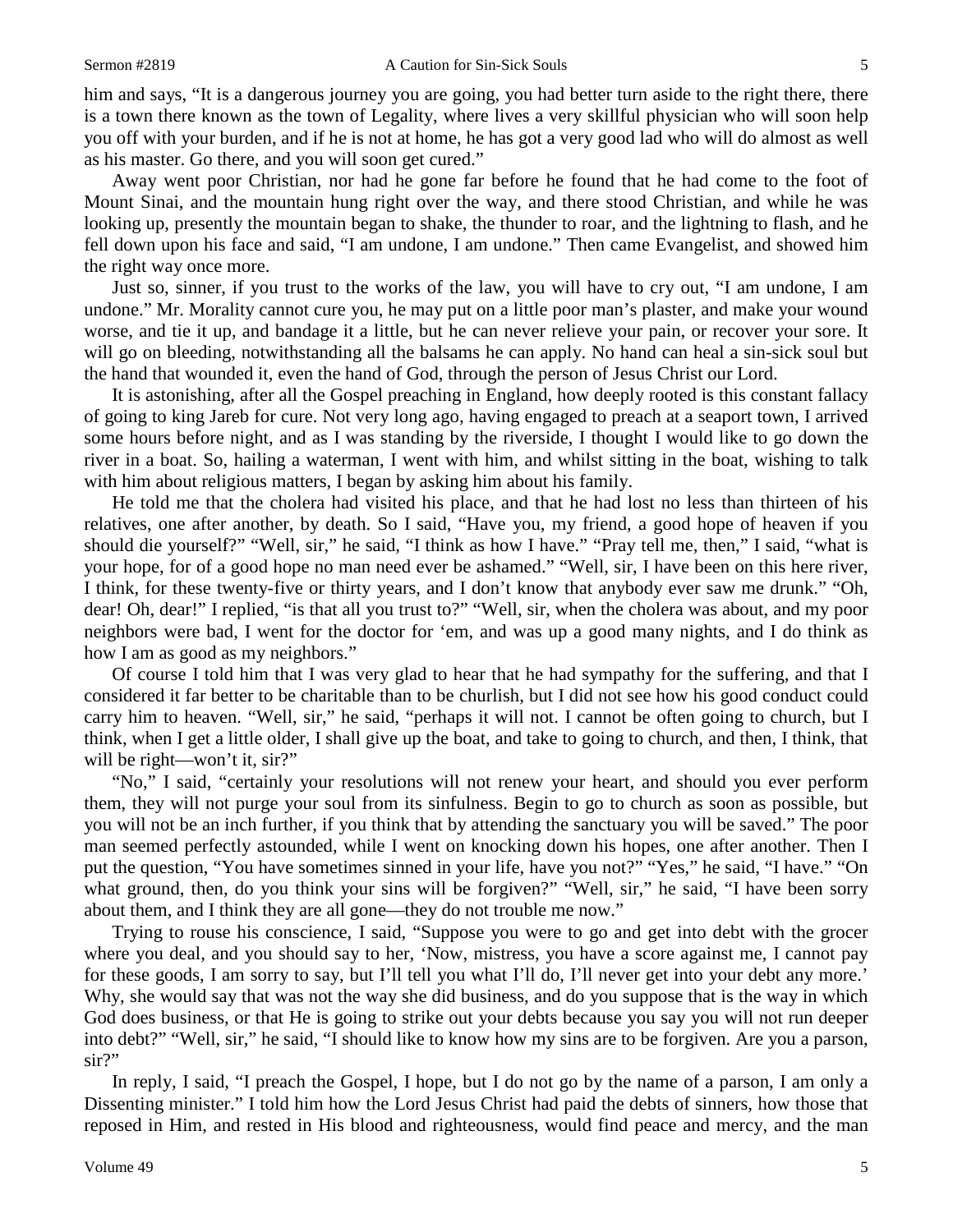him and says, "It is a dangerous journey you are going, you had better turn aside to the right there, there is a town there known as the town of Legality, where lives a very skillful physician who will soon help you off with your burden, and if he is not at home, he has got a very good lad who will do almost as well as his master. Go there, and you will soon get cured."

Away went poor Christian, nor had he gone far before he found that he had come to the foot of Mount Sinai, and the mountain hung right over the way, and there stood Christian, and while he was looking up, presently the mountain began to shake, the thunder to roar, and the lightning to flash, and he fell down upon his face and said, "I am undone, I am undone." Then came Evangelist, and showed him the right way once more.

Just so, sinner, if you trust to the works of the law, you will have to cry out, "I am undone, I am undone." Mr. Morality cannot cure you, he may put on a little poor man's plaster, and make your wound worse, and tie it up, and bandage it a little, but he can never relieve your pain, or recover your sore. It will go on bleeding, notwithstanding all the balsams he can apply. No hand can heal a sin-sick soul but the hand that wounded it, even the hand of God, through the person of Jesus Christ our Lord.

It is astonishing, after all the Gospel preaching in England, how deeply rooted is this constant fallacy of going to king Jareb for cure. Not very long ago, having engaged to preach at a seaport town, I arrived some hours before night, and as I was standing by the riverside, I thought I would like to go down the river in a boat. So, hailing a waterman, I went with him, and whilst sitting in the boat, wishing to talk with him about religious matters, I began by asking him about his family.

He told me that the cholera had visited his place, and that he had lost no less than thirteen of his relatives, one after another, by death. So I said, "Have you, my friend, a good hope of heaven if you should die yourself?" "Well, sir," he said, "I think as how I have." "Pray tell me, then," I said, "what is your hope, for of a good hope no man need ever be ashamed." "Well, sir, I have been on this here river, I think, for these twenty-five or thirty years, and I don't know that anybody ever saw me drunk." "Oh, dear! Oh, dear!" I replied, "is that all you trust to?" "Well, sir, when the cholera was about, and my poor neighbors were bad, I went for the doctor for 'em, and was up a good many nights, and I do think as how I am as good as my neighbors."

Of course I told him that I was very glad to hear that he had sympathy for the suffering, and that I considered it far better to be charitable than to be churlish, but I did not see how his good conduct could carry him to heaven. "Well, sir," he said, "perhaps it will not. I cannot be often going to church, but I think, when I get a little older, I shall give up the boat, and take to going to church, and then, I think, that will be right—won't it, sir?"

"No," I said, "certainly your resolutions will not renew your heart, and should you ever perform them, they will not purge your soul from its sinfulness. Begin to go to church as soon as possible, but you will not be an inch further, if you think that by attending the sanctuary you will be saved." The poor man seemed perfectly astounded, while I went on knocking down his hopes, one after another. Then I put the question, "You have sometimes sinned in your life, have you not?" "Yes," he said, "I have." "On what ground, then, do you think your sins will be forgiven?" "Well, sir," he said, "I have been sorry about them, and I think they are all gone—they do not trouble me now."

Trying to rouse his conscience, I said, "Suppose you were to go and get into debt with the grocer where you deal, and you should say to her, 'Now, mistress, you have a score against me, I cannot pay for these goods, I am sorry to say, but I'll tell you what I'll do, I'll never get into your debt any more.' Why, she would say that was not the way she did business, and do you suppose that is the way in which God does business, or that He is going to strike out your debts because you say you will not run deeper into debt?" "Well, sir," he said, "I should like to know how my sins are to be forgiven. Are you a parson, sir?"

In reply, I said, "I preach the Gospel, I hope, but I do not go by the name of a parson, I am only a Dissenting minister." I told him how the Lord Jesus Christ had paid the debts of sinners, how those that reposed in Him, and rested in His blood and righteousness, would find peace and mercy, and the man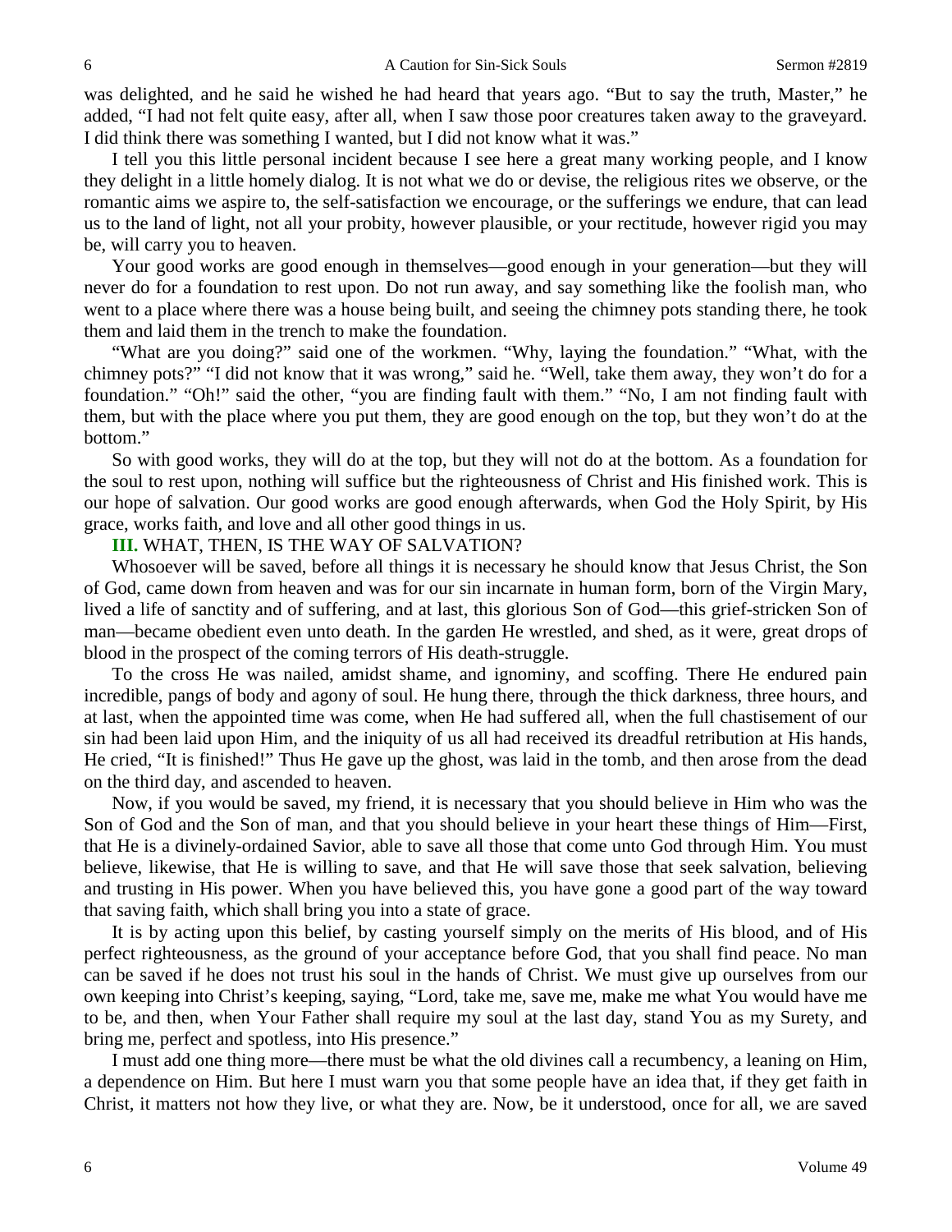was delighted, and he said he wished he had heard that years ago. "But to say the truth, Master," he added, "I had not felt quite easy, after all, when I saw those poor creatures taken away to the graveyard. I did think there was something I wanted, but I did not know what it was."

I tell you this little personal incident because I see here a great many working people, and I know they delight in a little homely dialog. It is not what we do or devise, the religious rites we observe, or the romantic aims we aspire to, the self-satisfaction we encourage, or the sufferings we endure, that can lead us to the land of light, not all your probity, however plausible, or your rectitude, however rigid you may be, will carry you to heaven.

Your good works are good enough in themselves—good enough in your generation—but they will never do for a foundation to rest upon. Do not run away, and say something like the foolish man, who went to a place where there was a house being built, and seeing the chimney pots standing there, he took them and laid them in the trench to make the foundation.

"What are you doing?" said one of the workmen. "Why, laying the foundation." "What, with the chimney pots?" "I did not know that it was wrong," said he. "Well, take them away, they won't do for a foundation." "Oh!" said the other, "you are finding fault with them." "No, I am not finding fault with them, but with the place where you put them, they are good enough on the top, but they won't do at the bottom."

So with good works, they will do at the top, but they will not do at the bottom. As a foundation for the soul to rest upon, nothing will suffice but the righteousness of Christ and His finished work. This is our hope of salvation. Our good works are good enough afterwards, when God the Holy Spirit, by His grace, works faith, and love and all other good things in us.

**III.** WHAT, THEN, IS THE WAY OF SALVATION?

Whosoever will be saved, before all things it is necessary he should know that Jesus Christ, the Son of God, came down from heaven and was for our sin incarnate in human form, born of the Virgin Mary, lived a life of sanctity and of suffering, and at last, this glorious Son of God—this grief-stricken Son of man—became obedient even unto death. In the garden He wrestled, and shed, as it were, great drops of blood in the prospect of the coming terrors of His death-struggle.

To the cross He was nailed, amidst shame, and ignominy, and scoffing. There He endured pain incredible, pangs of body and agony of soul. He hung there, through the thick darkness, three hours, and at last, when the appointed time was come, when He had suffered all, when the full chastisement of our sin had been laid upon Him, and the iniquity of us all had received its dreadful retribution at His hands, He cried, "It is finished!" Thus He gave up the ghost, was laid in the tomb, and then arose from the dead on the third day, and ascended to heaven.

Now, if you would be saved, my friend, it is necessary that you should believe in Him who was the Son of God and the Son of man, and that you should believe in your heart these things of Him—First, that He is a divinely-ordained Savior, able to save all those that come unto God through Him. You must believe, likewise, that He is willing to save, and that He will save those that seek salvation, believing and trusting in His power. When you have believed this, you have gone a good part of the way toward that saving faith, which shall bring you into a state of grace.

It is by acting upon this belief, by casting yourself simply on the merits of His blood, and of His perfect righteousness, as the ground of your acceptance before God, that you shall find peace. No man can be saved if he does not trust his soul in the hands of Christ. We must give up ourselves from our own keeping into Christ's keeping, saying, "Lord, take me, save me, make me what You would have me to be, and then, when Your Father shall require my soul at the last day, stand You as my Surety, and bring me, perfect and spotless, into His presence."

I must add one thing more—there must be what the old divines call a recumbency, a leaning on Him, a dependence on Him. But here I must warn you that some people have an idea that, if they get faith in Christ, it matters not how they live, or what they are. Now, be it understood, once for all, we are saved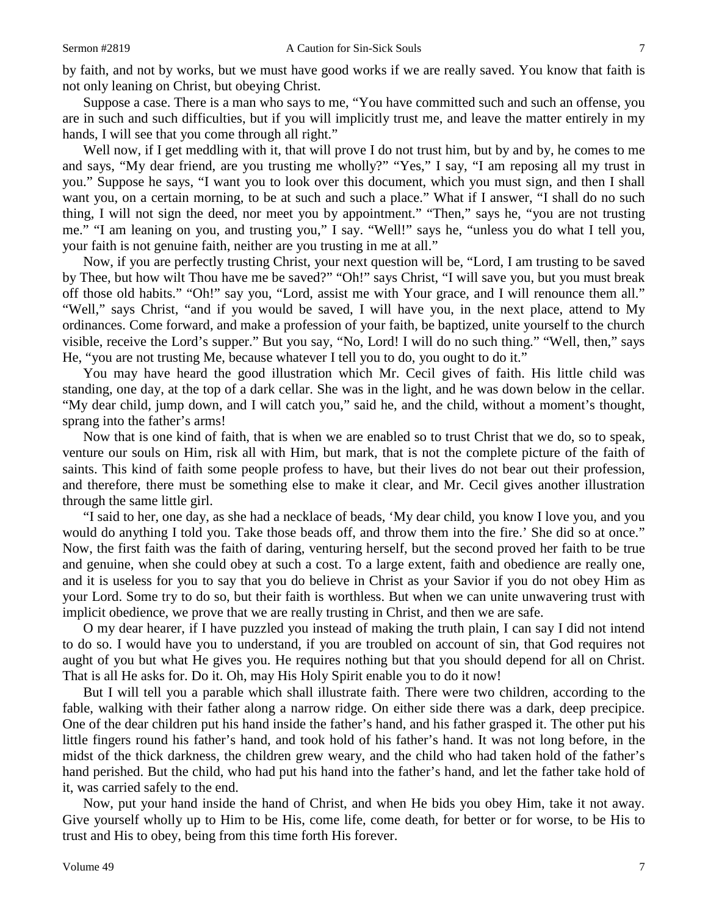by faith, and not by works, but we must have good works if we are really saved. You know that faith is not only leaning on Christ, but obeying Christ.

Suppose a case. There is a man who says to me, "You have committed such and such an offense, you are in such and such difficulties, but if you will implicitly trust me, and leave the matter entirely in my hands, I will see that you come through all right."

Well now, if I get meddling with it, that will prove I do not trust him, but by and by, he comes to me and says, "My dear friend, are you trusting me wholly?" "Yes," I say, "I am reposing all my trust in you." Suppose he says, "I want you to look over this document, which you must sign, and then I shall want you, on a certain morning, to be at such and such a place." What if I answer, "I shall do no such thing, I will not sign the deed, nor meet you by appointment." "Then," says he, "you are not trusting me." "I am leaning on you, and trusting you," I say. "Well!" says he, "unless you do what I tell you, your faith is not genuine faith, neither are you trusting in me at all."

Now, if you are perfectly trusting Christ, your next question will be, "Lord, I am trusting to be saved by Thee, but how wilt Thou have me be saved?" "Oh!" says Christ, "I will save you, but you must break off those old habits." "Oh!" say you, "Lord, assist me with Your grace, and I will renounce them all." "Well," says Christ, "and if you would be saved, I will have you, in the next place, attend to My ordinances. Come forward, and make a profession of your faith, be baptized, unite yourself to the church visible, receive the Lord's supper." But you say, "No, Lord! I will do no such thing." "Well, then," says He, "you are not trusting Me, because whatever I tell you to do, you ought to do it."

You may have heard the good illustration which Mr. Cecil gives of faith. His little child was standing, one day, at the top of a dark cellar. She was in the light, and he was down below in the cellar. "My dear child, jump down, and I will catch you," said he, and the child, without a moment's thought, sprang into the father's arms!

Now that is one kind of faith, that is when we are enabled so to trust Christ that we do, so to speak, venture our souls on Him, risk all with Him, but mark, that is not the complete picture of the faith of saints. This kind of faith some people profess to have, but their lives do not bear out their profession, and therefore, there must be something else to make it clear, and Mr. Cecil gives another illustration through the same little girl.

"I said to her, one day, as she had a necklace of beads, 'My dear child, you know I love you, and you would do anything I told you. Take those beads off, and throw them into the fire.' She did so at once." Now, the first faith was the faith of daring, venturing herself, but the second proved her faith to be true and genuine, when she could obey at such a cost. To a large extent, faith and obedience are really one, and it is useless for you to say that you do believe in Christ as your Savior if you do not obey Him as your Lord. Some try to do so, but their faith is worthless. But when we can unite unwavering trust with implicit obedience, we prove that we are really trusting in Christ, and then we are safe.

O my dear hearer, if I have puzzled you instead of making the truth plain, I can say I did not intend to do so. I would have you to understand, if you are troubled on account of sin, that God requires not aught of you but what He gives you. He requires nothing but that you should depend for all on Christ. That is all He asks for. Do it. Oh, may His Holy Spirit enable you to do it now!

But I will tell you a parable which shall illustrate faith. There were two children, according to the fable, walking with their father along a narrow ridge. On either side there was a dark, deep precipice. One of the dear children put his hand inside the father's hand, and his father grasped it. The other put his little fingers round his father's hand, and took hold of his father's hand. It was not long before, in the midst of the thick darkness, the children grew weary, and the child who had taken hold of the father's hand perished. But the child, who had put his hand into the father's hand, and let the father take hold of it, was carried safely to the end.

Now, put your hand inside the hand of Christ, and when He bids you obey Him, take it not away. Give yourself wholly up to Him to be His, come life, come death, for better or for worse, to be His to trust and His to obey, being from this time forth His forever.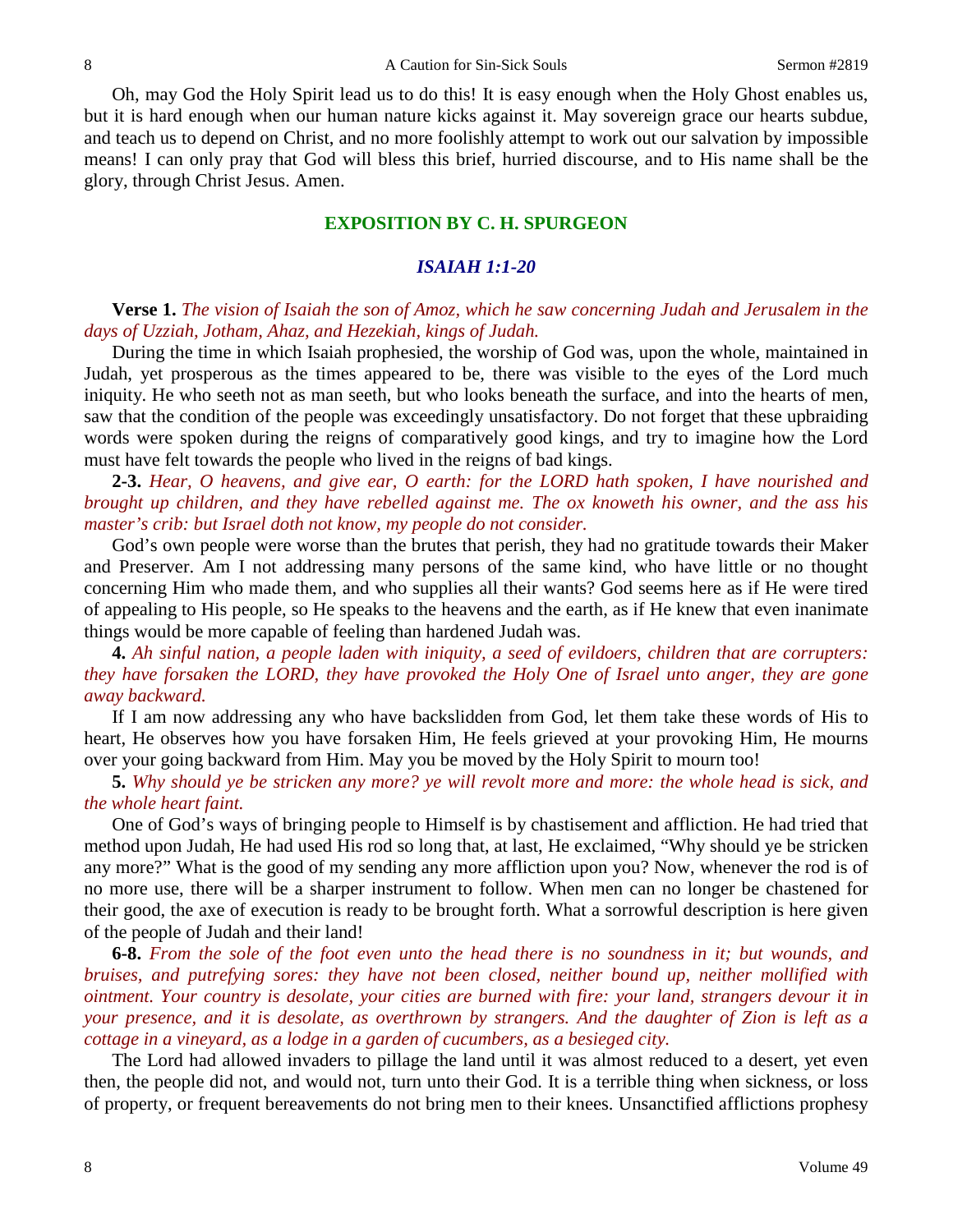Oh, may God the Holy Spirit lead us to do this! It is easy enough when the Holy Ghost enables us, but it is hard enough when our human nature kicks against it. May sovereign grace our hearts subdue, and teach us to depend on Christ, and no more foolishly attempt to work out our salvation by impossible means! I can only pray that God will bless this brief, hurried discourse, and to His name shall be the glory, through Christ Jesus. Amen.

## EXPOSITION BY C. H. SPURGEON

### *ISAIAH 1:1-20*

**Verse 1.** *The vision of Isaiah the son of Amoz, which he saw concerning Judah and Jerusalem in the days of Uzziah, Jotham, Ahaz, and Hezekiah, kings of Judah.*

During the time in which Isaiah prophesied, the worship of God was, upon the whole, maintained in Judah, yet prosperous as the times appeared to be, there was visible to the eyes of the Lord much iniquity. He who seeth not as man seeth, but who looks beneath the surface, and into the hearts of men, saw that the condition of the people was exceedingly unsatisfactory. Do not forget that these upbraiding words were spoken during the reigns of comparatively good kings, and try to imagine how the Lord must have felt towards the people who lived in the reigns of bad kings.

**2-3.** *Hear, O heavens, and give ear, O earth: for the LORD hath spoken, I have nourished and brought up children, and they have rebelled against me. The ox knoweth his owner, and the ass his master's crib: but Israel doth not know, my people do not consider.*

God's own people were worse than the brutes that perish, they had no gratitude towards their Maker and Preserver. Am I not addressing many persons of the same kind, who have little or no thought concerning Him who made them, and who supplies all their wants? God seems here as if He were tired of appealing to His people, so He speaks to the heavens and the earth, as if He knew that even inanimate things would be more capable of feeling than hardened Judah was.

**4.** *Ah sinful nation, a people laden with iniquity, a seed of evildoers, children that are corrupters: they have forsaken the LORD, they have provoked the Holy One of Israel unto anger, they are gone away backward.*

If I am now addressing any who have backslidden from God, let them take these words of His to heart, He observes how you have forsaken Him, He feels grieved at your provoking Him, He mourns over your going backward from Him. May you be moved by the Holy Spirit to mourn too!

**5.** *Why should ye be stricken any more? ye will revolt more and more: the whole head is sick, and the whole heart faint.*

One of God's ways of bringing people to Himself is by chastisement and affliction. He had tried that method upon Judah, He had used His rod so long that, at last, He exclaimed, "Why should ye be stricken any more?" What is the good of my sending any more affliction upon you? Now, whenever the rod is of no more use, there will be a sharper instrument to follow. When men can no longer be chastened for their good, the axe of execution is ready to be brought forth. What a sorrowful description is here given of the people of Judah and their land!

**6-8.** *From the sole of the foot even unto the head there is no soundness in it; but wounds, and bruises, and putrefying sores: they have not been closed, neither bound up, neither mollified with ointment. Your country is desolate, your cities are burned with fire: your land, strangers devour it in your presence, and it is desolate, as overthrown by strangers. And the daughter of Zion is left as a cottage in a vineyard, as a lodge in a garden of cucumbers, as a besieged city.*

The Lord had allowed invaders to pillage the land until it was almost reduced to a desert, yet even then, the people did not, and would not, turn unto their God. It is a terrible thing when sickness, or loss of property, or frequent bereavements do not bring men to their knees. Unsanctified afflictions prophesy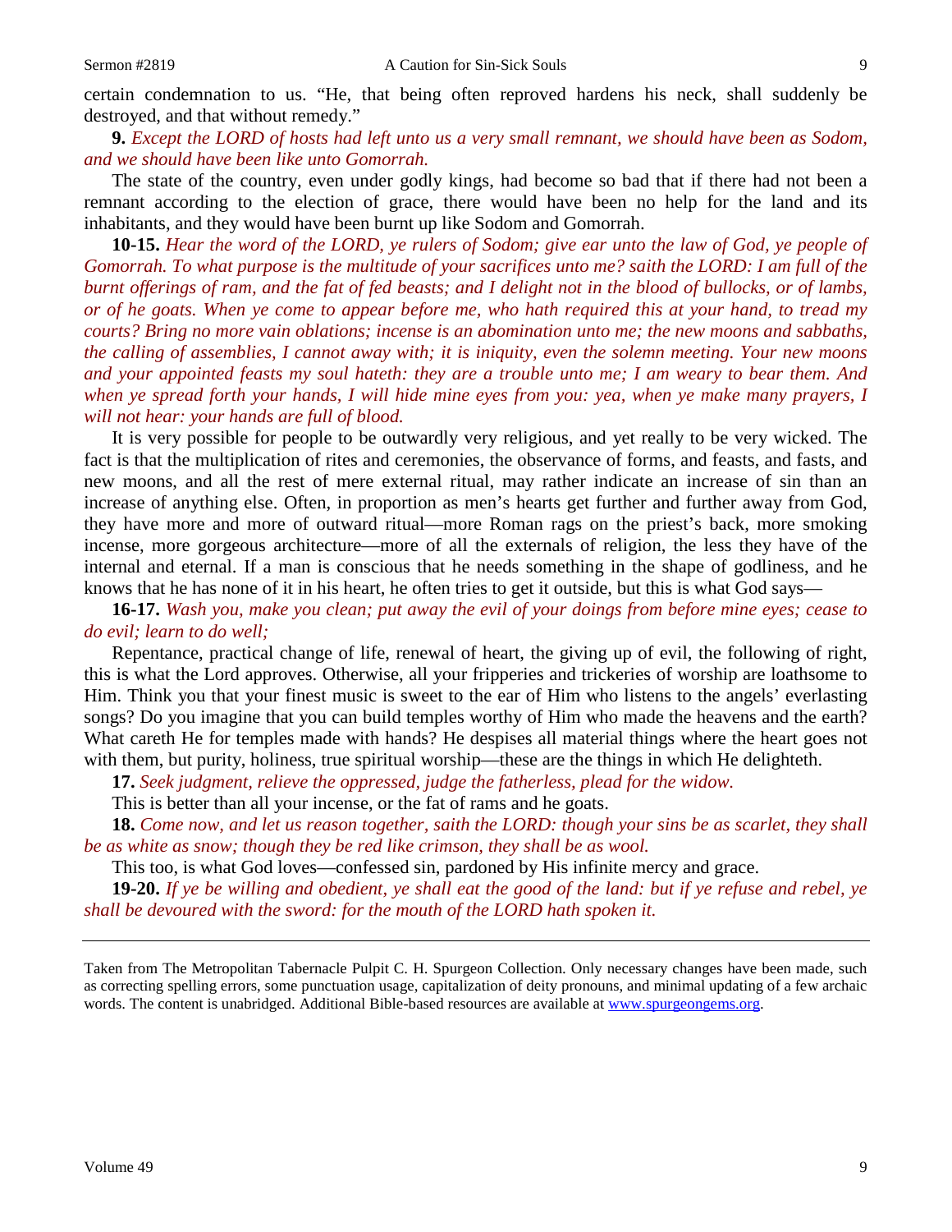certain condemnation to us. "He, that being often reproved hardens his neck, shall suddenly be destroyed, and that without remedy."

**9.** *Except the LORD of hosts had left unto us a very small remnant, we should have been as Sodom, and we should have been like unto Gomorrah.*

The state of the country, even under godly kings, had become so bad that if there had not been a remnant according to the election of grace, there would have been no help for the land and its inhabitants, and they would have been burnt up like Sodom and Gomorrah.

**10-15.** *Hear the word of the LORD, ye rulers of Sodom; give ear unto the law of God, ye people of Gomorrah. To what purpose is the multitude of your sacrifices unto me? saith the LORD: I am full of the burnt offerings of ram, and the fat of fed beasts; and I delight not in the blood of bullocks, or of lambs, or of he goats. When ye come to appear before me, who hath required this at your hand, to tread my courts? Bring no more vain oblations; incense is an abomination unto me; the new moons and sabbaths, the calling of assemblies, I cannot away with; it is iniquity, even the solemn meeting. Your new moons and your appointed feasts my soul hateth: they are a trouble unto me; I am weary to bear them. And when ye spread forth your hands, I will hide mine eyes from you: yea, when ye make many prayers, I will not hear: your hands are full of blood.*

It is very possible for people to be outwardly very religious, and yet really to be very wicked. The fact is that the multiplication of rites and ceremonies, the observance of forms, and feasts, and fasts, and new moons, and all the rest of mere external ritual, may rather indicate an increase of sin than an increase of anything else. Often, in proportion as men's hearts get further and further away from God, they have more and more of outward ritual—more Roman rags on the priest's back, more smoking incense, more gorgeous architecture—more of all the externals of religion, the less they have of the internal and eternal. If a man is conscious that he needs something in the shape of godliness, and he knows that he has none of it in his heart, he often tries to get it outside, but this is what God says—

**16-17.** *Wash you, make you clean; put away the evil of your doings from before mine eyes; cease to do evil; learn to do well;*

Repentance, practical change of life, renewal of heart, the giving up of evil, the following of right, this is what the Lord approves. Otherwise, all your fripperies and trickeries of worship are loathsome to Him. Think you that your finest music is sweet to the ear of Him who listens to the angels' everlasting songs? Do you imagine that you can build temples worthy of Him who made the heavens and the earth? What careth He for temples made with hands? He despises all material things where the heart goes not with them, but purity, holiness, true spiritual worship—these are the things in which He delighteth.

**17.** *Seek judgment, relieve the oppressed, judge the fatherless, plead for the widow.*

This is better than all your incense, or the fat of rams and he goats.

**18.** *Come now, and let us reason together, saith the LORD: though your sins be as scarlet, they shall be as white as snow; though they be red like crimson, they shall be as wool.*

This too, is what God loves—confessed sin, pardoned by His infinite mercy and grace.

**19-20.** *If ye be willing and obedient, ye shall eat the good of the land: but if ye refuse and rebel, ye shall be devoured with the sword: for the mouth of the LORD hath spoken it.*

---

Taken from The Metropolitan Tabernacle Pulpit C. H. Spurgeon Collection. Only necessary changes have been made, such as correcting spelling errors, some punctuation usage, capitalization of deity pronouns, and minimal updating of a few archaic words. The content is unabridged. Additional Bible-based resources are available at www.spurgeongems.org.